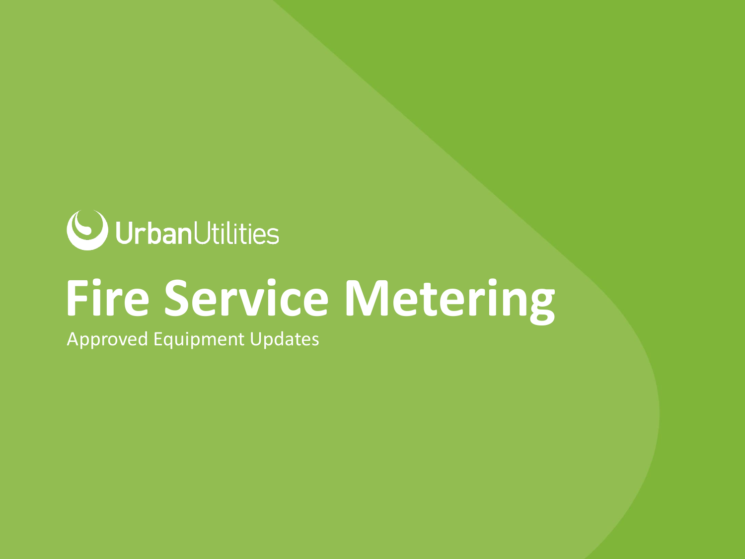UrbanUtilities

# Fire Service Metering

Approved Equipment Updates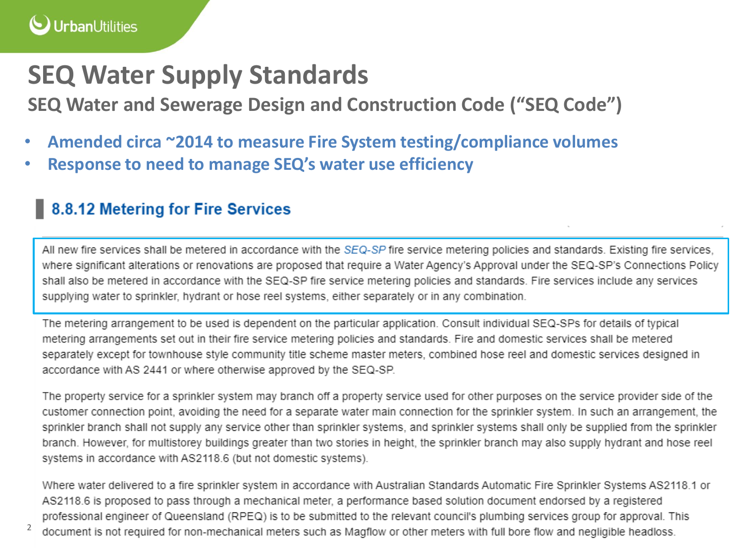# SEQ Water Supply Standards

## SEQ Water and Sewerage Design and Construction Code ("SEQ Code")

- **Amended circa ~2014 to measure Fire System testing/compliance volumes**
- **Response to need to manage SEQ's water use efficiency**

### 8.8.12 Metering for Fire Services

All new fire services shall be metered in accordance with the *SEQ-SP* fire service metering policies and standards. Existing fire services, where significant alterations or renovations are proposed that require a Water Agency's Approval under the SEQ-SP's Connections Policy shall also be metered in accordance with the SEQ-SP fire service metering policies and standards. Fire services include any services supplying water to sprinkler, hydrant or hose reel systems, either separately or in any combination.

The metering arrangement to be used is dependent on the particular application. Consult individual SEQ-SPs for details of typical metering arrangements set out in their fire service metering policies and standards. Fire and domestic services shall be metered separately except for townhouse style community title scheme master meters, combined hose reel and domestic services designed in accordance with AS 2441 or where otherwise approved by the SEQ-SP.

The property service for a sprinkler system may branch off a property service used for other purposes on the service provider side of the customer connection point, avoiding the need for a separate water main connection for the sprinkler system. In such an arrangement, the sprinkler branch shall not supply any service other than sprinkler systems, and sprinkler systems shall only be supplied from the sprinkler branch. However, for multistorey buildings greater than two stories in height, the sprinkler branch may also supply hydrant and hose reel systems in accordance with AS2118.6 (but not domestic systems).

Where water delivered to a fire sprinkler system in accordance with Australian Standards Automatic Fire Sprinkler Systems AS2118.1 or AS2118.6 is proposed to pass through a mechanical meter, a performance based solution document endorsed by a registered professional engineer of Queensland (RPEQ) is to be submitted to the relevant council's plumbing services group for approval. This document is not required for non-mechanical meters such as Magflow or other meters with full bore flow and negligible headloss.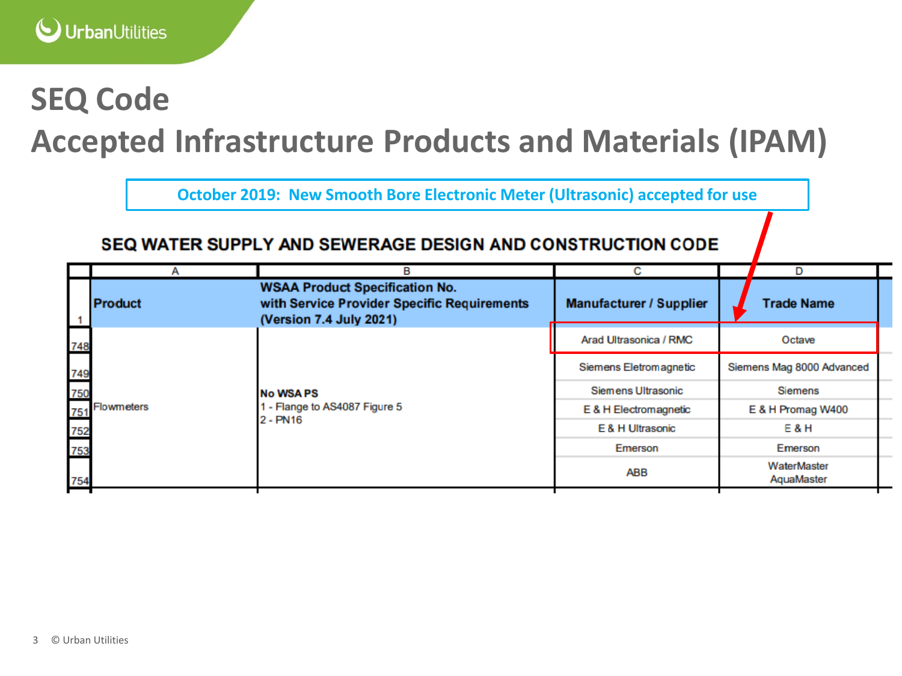# SEQ Code

## Accepted Infrastructure Products and Materials (IPAM)

**October 2019: New Smooth Bore Electronic Meter (Ultrasonic) accepted for use**

**SEQ WATER SUPPLY AND SEWERAGE DESIGN AND CONSTRUCTION CODE**

| | A | B | C | D |
|---|---|---|---|---|
| 1 | **Product** | **WSAA Product Specification No. with Service Provider Specific Requirements (Version 7.4 July 2021)** | **Manufacturer / Supplier** | **Trade Name** |
| 748 | Flowmeters | **No WSA PS** 1 - Flange to AS4087 Figure 5 2 - PN16 | Arad Ultrasonica / RMC | Octave |
| 749 | | | Siemens Eletromagnetic | Siemens Mag 8000 Advanced |
| 750 | | | Siemens Ultrasonic | Siemens |
| 751 | | | E & H Electromagnetic | E & H Promag W400 |
| 752 | | | E & H Ultrasonic | E & H |
| 753 | | | Emerson | Emerson |
| 754 | | | ABB | WaterMaster AquaMaster |

© Urban Utilities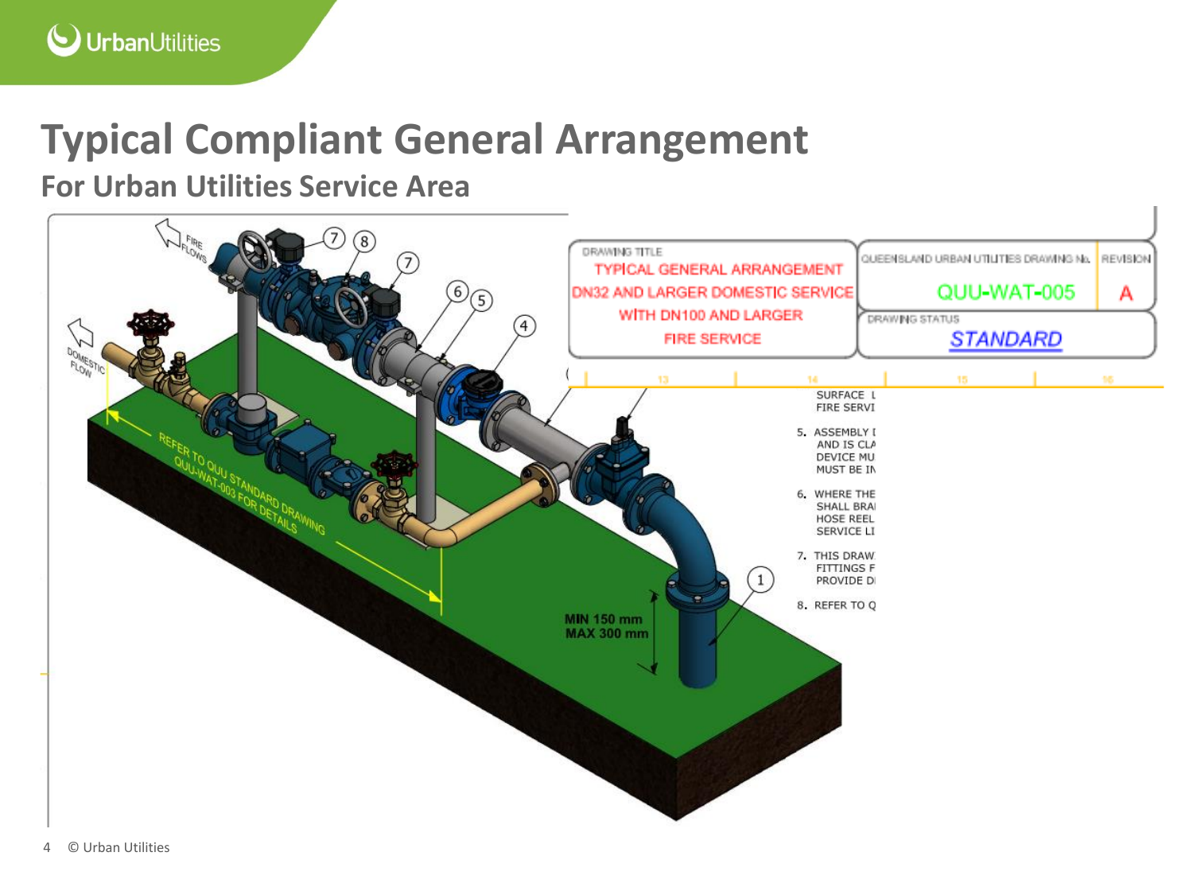# Typical Compliant General Arrangement

## For Urban Utilities Service Area

DRAWING TITLE

TYPICAL GENERAL ARRANGEMENT
DN32 AND LARGER DOMESTIC SERVICE
WITH DN100 AND LARGER
FIRE SERVICE

QUEENSLAND URBAN UTILITIES DRAWING No. QUU-WAT-005

REVISION A

DRAWING STATUS STANDARD

FIRE FLOWS

DOMESTIC FLOW

REFER TO QUU STANDARD DRAWING QUU-WAT-003 FOR DETAILS

MIN 150 mm
MAX 300 mm

SURFACE L
FIRE SERVI

5. ASSEMBLY I
AND IS CLA
DEVICE MU
MUST BE IN

6. WHERE THE
SHALL BRA
HOSE REEL
SERVICE LI

7. THIS DRAW
FITTINGS F
PROVIDE D

8. REFER TO Q

© Urban Utilities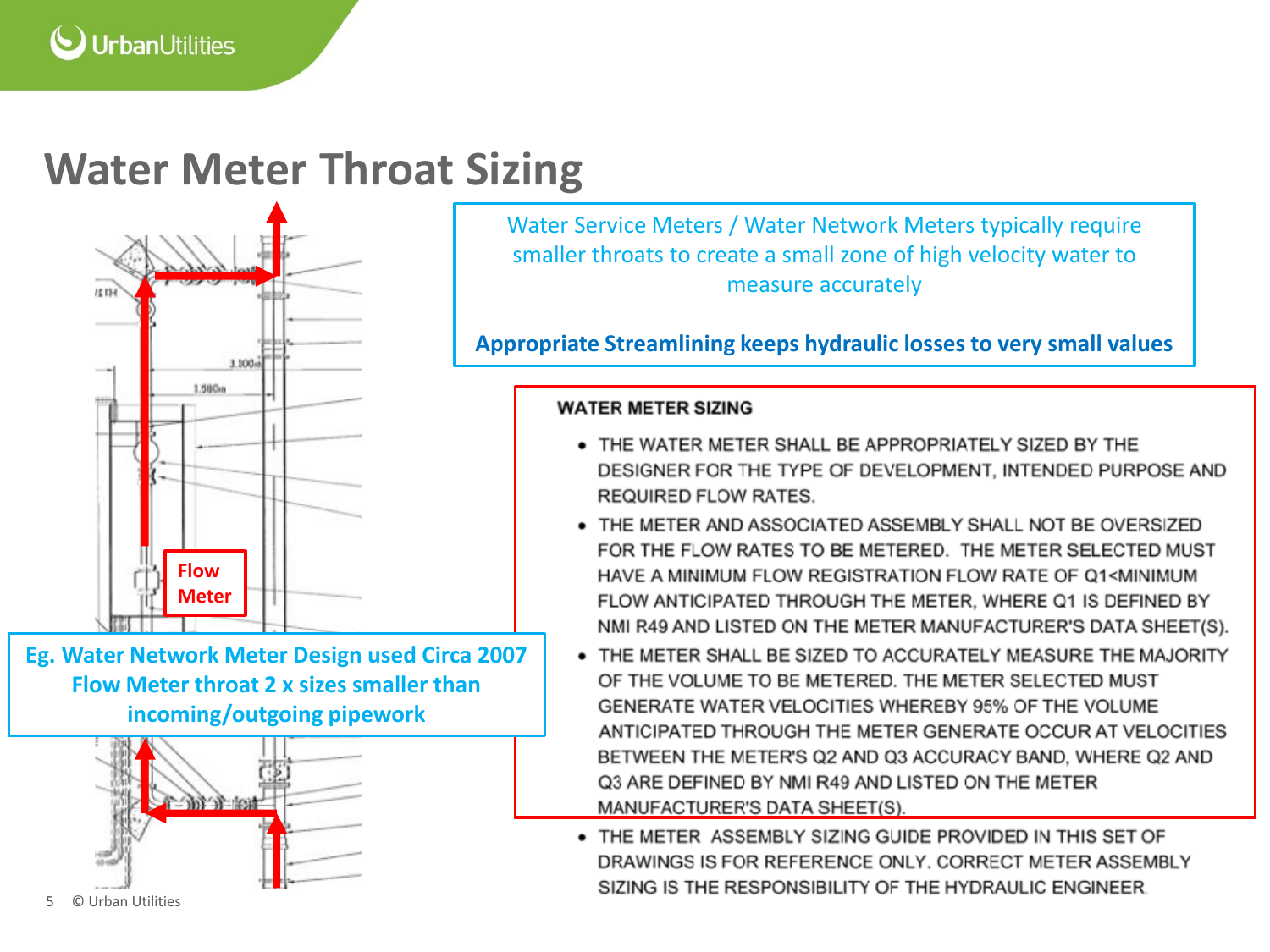# Water Meter Throat Sizing

Water Service Meters / Water Network Meters typically require smaller throats to create a small zone of high velocity water to measure accurately

**Appropriate Streamlining keeps hydraulic losses to very small values**

Flow Meter

**Eg. Water Network Meter Design used Circa 2007**
**Flow Meter throat 2 x sizes smaller than incoming/outgoing pipework**

**WATER METER SIZING**

- THE WATER METER SHALL BE APPROPRIATELY SIZED BY THE DESIGNER FOR THE TYPE OF DEVELOPMENT, INTENDED PURPOSE AND REQUIRED FLOW RATES.
- THE METER AND ASSOCIATED ASSEMBLY SHALL NOT BE OVERSIZED FOR THE FLOW RATES TO BE METERED. THE METER SELECTED MUST HAVE A MINIMUM FLOW REGISTRATION FLOW RATE OF Q1<MINIMUM FLOW ANTICIPATED THROUGH THE METER, WHERE Q1 IS DEFINED BY NMI R49 AND LISTED ON THE METER MANUFACTURER'S DATA SHEET(S).
- THE METER SHALL BE SIZED TO ACCURATELY MEASURE THE MAJORITY OF THE VOLUME TO BE METERED. THE METER SELECTED MUST GENERATE WATER VELOCITIES WHEREBY 95% OF THE VOLUME ANTICIPATED THROUGH THE METER GENERATE OCCUR AT VELOCITIES BETWEEN THE METER'S Q2 AND Q3 ACCURACY BAND, WHERE Q2 AND Q3 ARE DEFINED BY NMI R49 AND LISTED ON THE METER MANUFACTURER'S DATA SHEET(S).
- THE METER ASSEMBLY SIZING GUIDE PROVIDED IN THIS SET OF DRAWINGS IS FOR REFERENCE ONLY. CORRECT METER ASSEMBLY SIZING IS THE RESPONSIBILITY OF THE HYDRAULIC ENGINEER.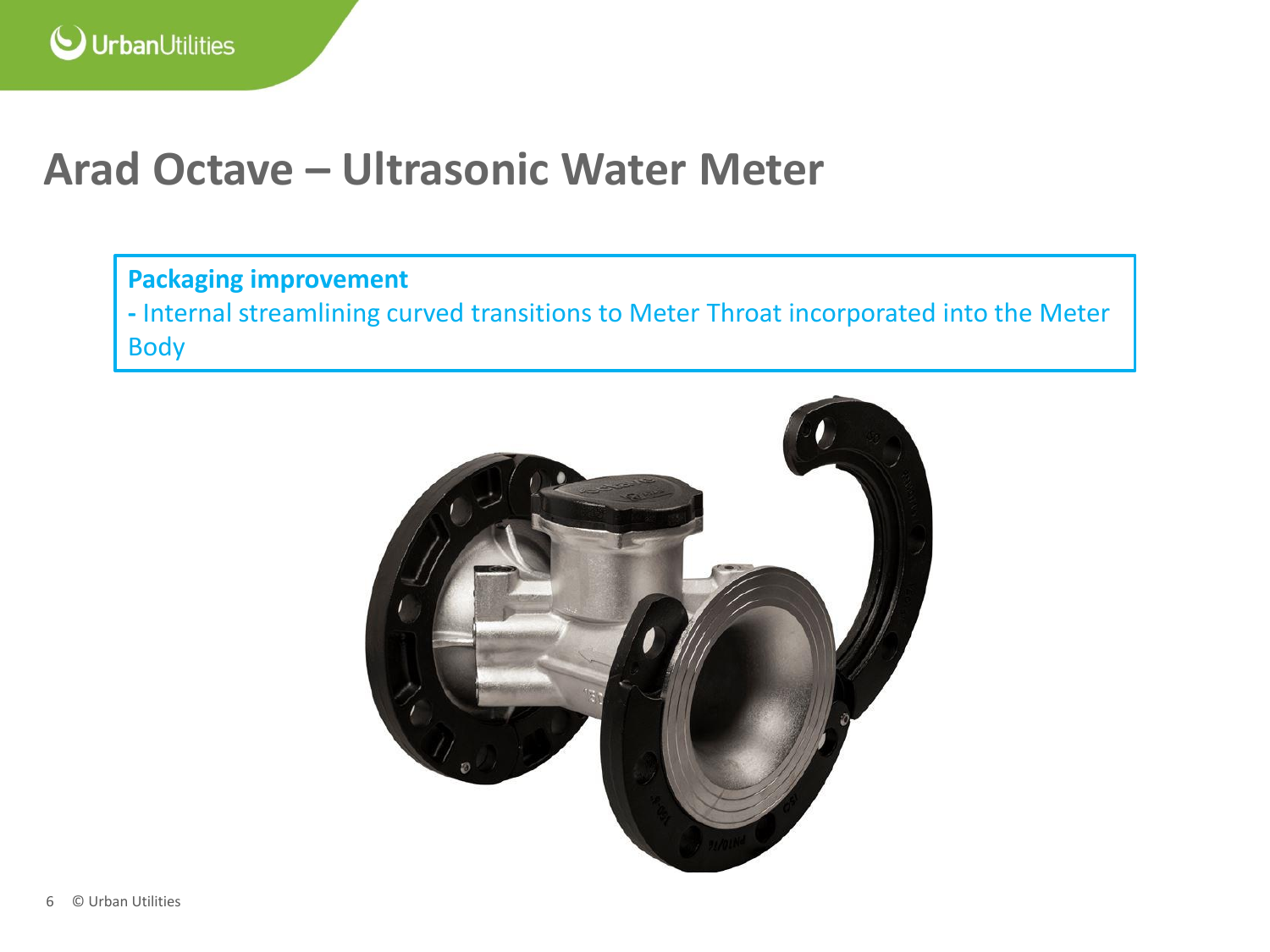# Arad Octave – Ultrasonic Water Meter

**Packaging improvement**

- Internal streamlining curved transitions to Meter Throat incorporated into the Meter Body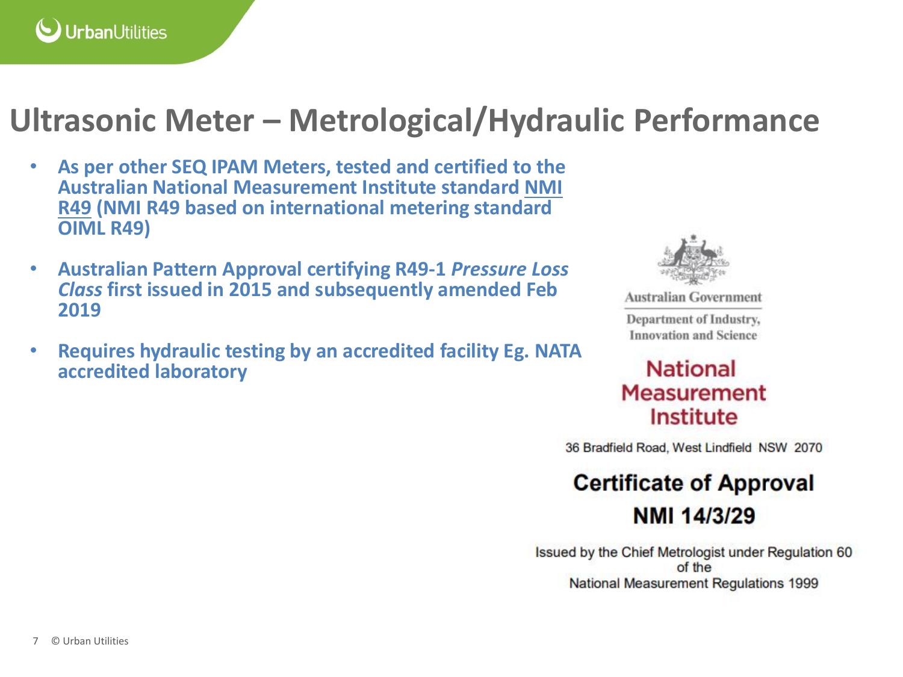# Ultrasonic Meter – Metrological/Hydraulic Performance

- **As per other SEQ IPAM Meters, tested and certified to the Australian National Measurement Institute standard NMI R49 (NMI R49 based on international metering standard OIML R49)**
- **Australian Pattern Approval certifying R49-1 *Pressure Loss Class* first issued in 2015 and subsequently amended Feb 2019**
- **Requires hydraulic testing by an accredited facility Eg. NATA accredited laboratory**

Australian Government

Department of Industry, Innovation and Science

National Measurement Institute

36 Bradfield Road, West Lindfield NSW 2070

**Certificate of Approval**

**NMI 14/3/29**

Issued by the Chief Metrologist under Regulation 60 of the National Measurement Regulations 1999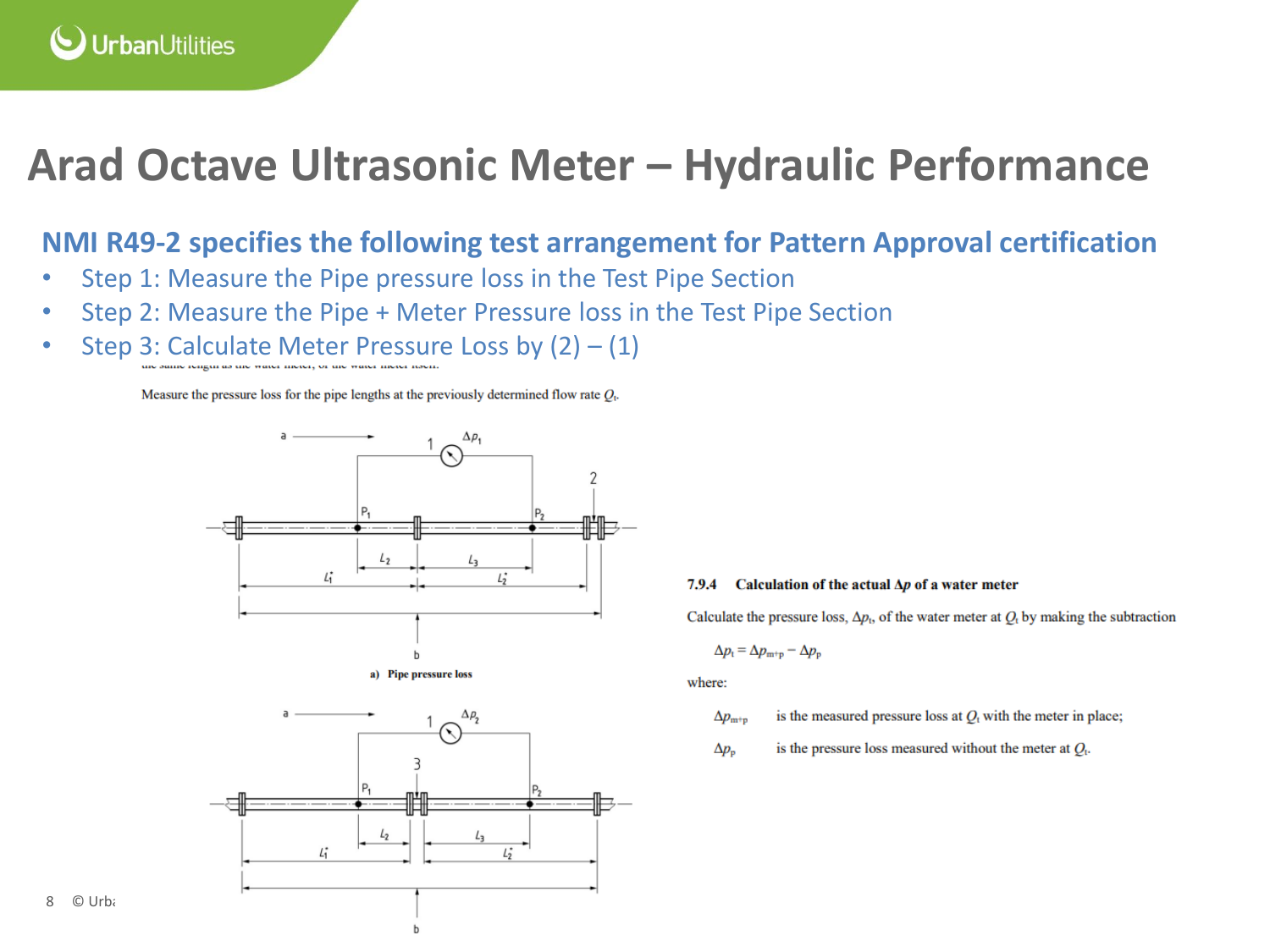# Arad Octave Ultrasonic Meter – Hydraulic Performance

## NMI R49-2 specifies the following test arrangement for Pattern Approval certification

- Step 1: Measure the Pipe pressure loss in the Test Pipe Section
- Step 2: Measure the Pipe + Meter Pressure loss in the Test Pipe Section
- Step 3: Calculate Meter Pressure Loss by (2) – (1)

Measure the pressure loss for the pipe lengths at the previously determined flow rate $Q_t$.

a) Pipe pressure loss

**7.9.4 Calculation of the actual $\Delta p$ of a water meter**

Calculate the pressure loss, $\Delta p_t$, of the water meter at $Q_t$ by making the subtraction

$$\Delta p_t = \Delta p_{m+p} - \Delta p_p$$

where:

$\Delta p_{m+p}$ is the measured pressure loss at $Q_t$ with the meter in place;

$\Delta p_p$ is the pressure loss measured without the meter at $Q_t$.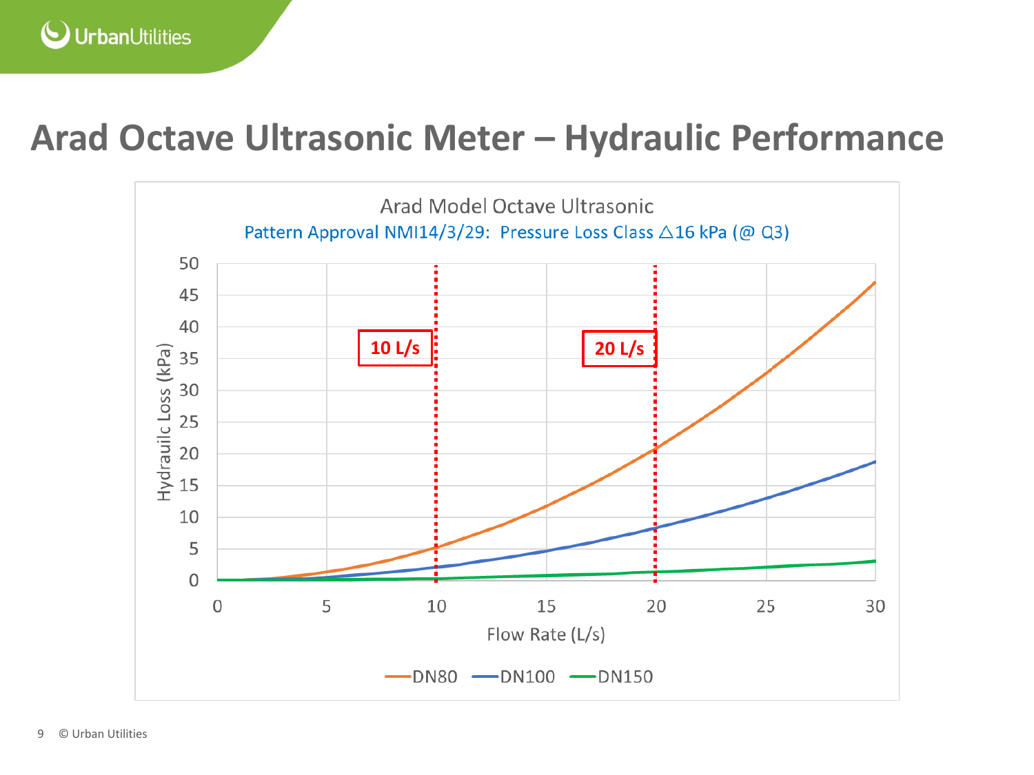# Arad Octave Ultrasonic Meter – Hydraulic Performance

Arad Model Octave Ultrasonic

Pattern Approval NMI14/3/29: Pressure Loss Class △16 kPa (@ Q3)

10 L/s

20 L/s

Hydrauilc Loss (kPa)

Flow Rate (L/s)

DN80 DN100 DN150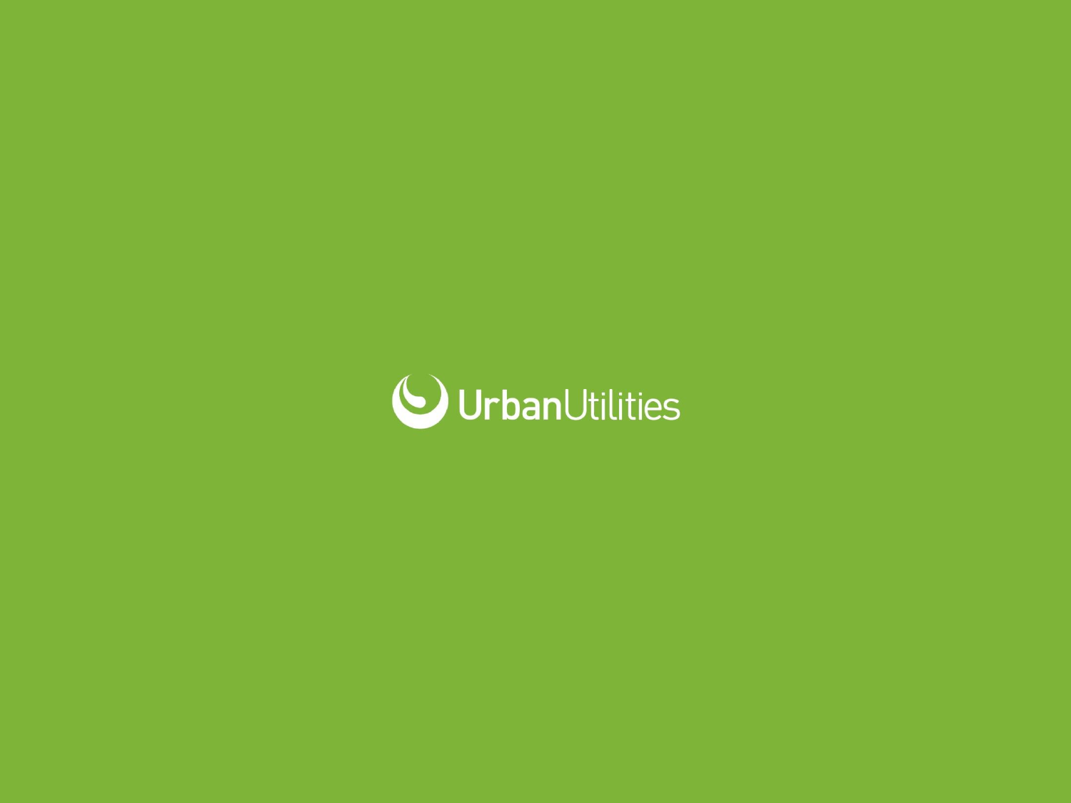UrbanUtilities